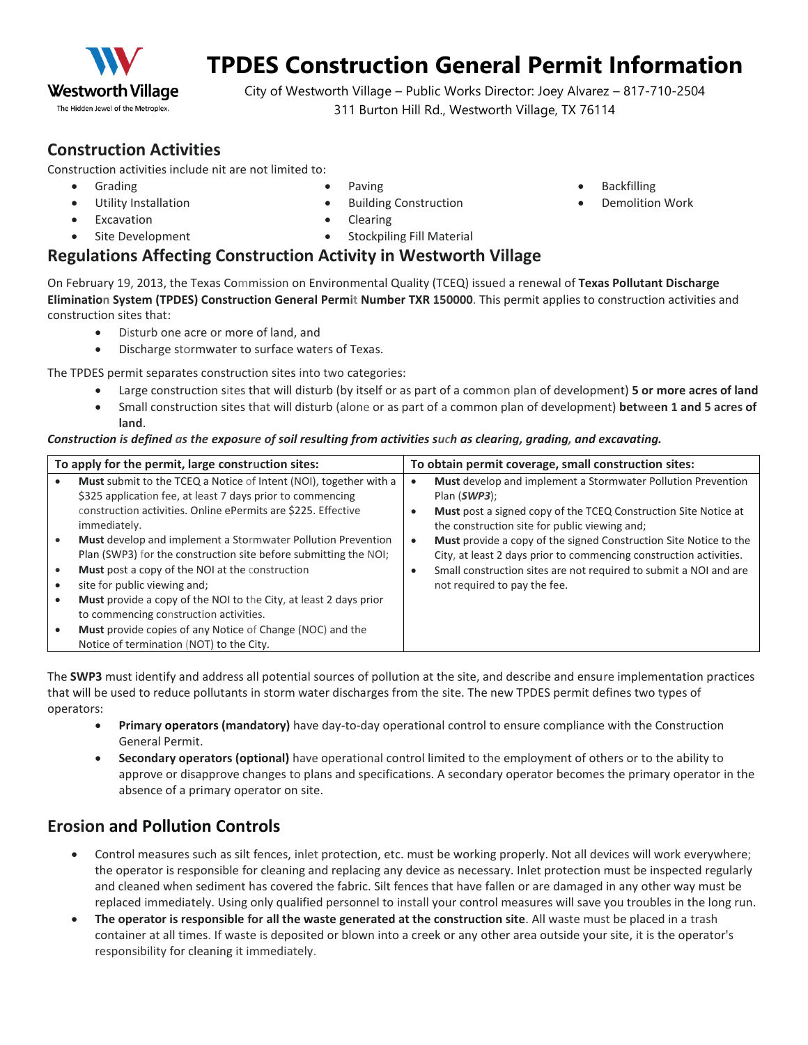# TPDES Construction General Permit Information

City of Westworth Village – Public Works Director: Joey Alvarez – 817-710-2504
311 Burton Hill Rd., Westworth Village, TX 76114

## Construction Activities

Construction activities include nit are not limited to:

- Grading
- Utility Installation
- Excavation
- Site Development
- Paving
- Building Construction
- Clearing
- Stockpiling Fill Material
- Backfilling
- Demolition Work

## Regulations Affecting Construction Activity in Westworth Village

On February 19, 2013, the Texas Commission on Environmental Quality (TCEQ) issued a renewal of **Texas Pollutant Discharge Elimination System (TPDES) Construction General Permit Number TXR 150000**. This permit applies to construction activities and construction sites that:

- Disturb one acre or more of land, and
- Discharge stormwater to surface waters of Texas.

The TPDES permit separates construction sites into two categories:

- Large construction sites that will disturb (by itself or as part of a common plan of development) **5 or more acres of land**
- Small construction sites that will disturb (alone or as part of a common plan of development) **between 1 and 5 acres of land**.

***Construction is defined as the exposure of soil resulting from activities such as clearing, grading, and excavating.***

| To apply for the permit, large construction sites: | To obtain permit coverage, small construction sites: |
|---|---|
| • **Must** submit to the TCEQ a Notice of Intent (NOI), together with a $325 application fee, at least 7 days prior to commencing construction activities. Online ePermits are $225. Effective immediately.<br>• **Must** develop and implement a Stormwater Pollution Prevention Plan (SWP3) for the construction site before submitting the NOI;<br>• **Must** post a copy of the NOI at the construction<br>• site for public viewing and;<br>• **Must** provide a copy of the NOI to the City, at least 2 days prior to commencing construction activities.<br>• **Must** provide copies of any Notice of Change (NOC) and the Notice of termination (NOT) to the City. | • **Must** develop and implement a Stormwater Pollution Prevention Plan (***SWP3***);<br>• **Must** post a signed copy of the TCEQ Construction Site Notice at the construction site for public viewing and;<br>• **Must** provide a copy of the signed Construction Site Notice to the City, at least 2 days prior to commencing construction activities.<br>• Small construction sites are not required to submit a NOI and are not required to pay the fee. |

The **SWP3** must identify and address all potential sources of pollution at the site, and describe and ensure implementation practices that will be used to reduce pollutants in storm water discharges from the site. The new TPDES permit defines two types of operators:

- **Primary operators (mandatory)** have day-to-day operational control to ensure compliance with the Construction General Permit.
- **Secondary operators (optional)** have operational control limited to the employment of others or to the ability to approve or disapprove changes to plans and specifications. A secondary operator becomes the primary operator in the absence of a primary operator on site.

## Erosion and Pollution Controls

- Control measures such as silt fences, inlet protection, etc. must be working properly. Not all devices will work everywhere; the operator is responsible for cleaning and replacing any device as necessary. Inlet protection must be inspected regularly and cleaned when sediment has covered the fabric. Silt fences that have fallen or are damaged in any other way must be replaced immediately. Using only qualified personnel to install your control measures will save you troubles in the long run.
- **The operator is responsible for all the waste generated at the construction site**. All waste must be placed in a trash container at all times. If waste is deposited or blown into a creek or any other area outside your site, it is the operator's responsibility for cleaning it immediately.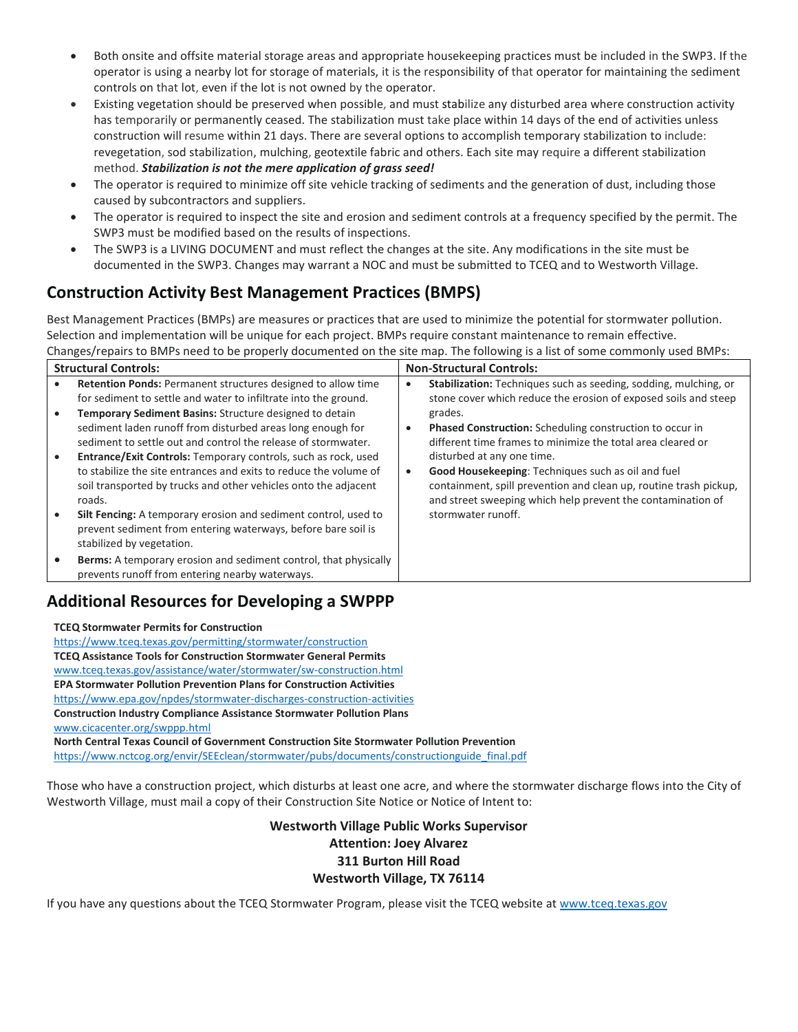- Both onsite and offsite material storage areas and appropriate housekeeping practices must be included in the SWP3. If the operator is using a nearby lot for storage of materials, it is the responsibility of that operator for maintaining the sediment controls on that lot, even if the lot is not owned by the operator.
- Existing vegetation should be preserved when possible, and must stabilize any disturbed area where construction activity has temporarily or permanently ceased. The stabilization must take place within 14 days of the end of activities unless construction will resume within 21 days. There are several options to accomplish temporary stabilization to include: revegetation, sod stabilization, mulching, geotextile fabric and others. Each site may require a different stabilization method. ***Stabilization is not the mere application of grass seed!***
- The operator is required to minimize off site vehicle tracking of sediments and the generation of dust, including those caused by subcontractors and suppliers.
- The operator is required to inspect the site and erosion and sediment controls at a frequency specified by the permit. The SWP3 must be modified based on the results of inspections.
- The SWP3 is a LIVING DOCUMENT and must reflect the changes at the site. Any modifications in the site must be documented in the SWP3. Changes may warrant a NOC and must be submitted to TCEQ and to Westworth Village.

## Construction Activity Best Management Practices (BMPS)

Best Management Practices (BMPs) are measures or practices that are used to minimize the potential for stormwater pollution. Selection and implementation will be unique for each project. BMPs require constant maintenance to remain effective. Changes/repairs to BMPs need to be properly documented on the site map. The following is a list of some commonly used BMPs:

| Structural Controls: | Non-Structural Controls: |
|---|---|
| • **Retention Ponds:** Permanent structures designed to allow time for sediment to settle and water to infiltrate into the ground.<br>• **Temporary Sediment Basins:** Structure designed to detain sediment laden runoff from disturbed areas long enough for sediment to settle out and control the release of stormwater.<br>• **Entrance/Exit Controls:** Temporary controls, such as rock, used to stabilize the site entrances and exits to reduce the volume of soil transported by trucks and other vehicles onto the adjacent roads.<br>• **Silt Fencing:** A temporary erosion and sediment control, used to prevent sediment from entering waterways, before bare soil is stabilized by vegetation.<br>• **Berms:** A temporary erosion and sediment control, that physically prevents runoff from entering nearby waterways. | • **Stabilization:** Techniques such as seeding, sodding, mulching, or stone cover which reduce the erosion of exposed soils and steep grades.<br>• **Phased Construction:** Scheduling construction to occur in different time frames to minimize the total area cleared or disturbed at any one time.<br>• **Good Housekeeping**: Techniques such as oil and fuel containment, spill prevention and clean up, routine trash pickup, and street sweeping which help prevent the contamination of stormwater runoff. |

## Additional Resources for Developing a SWPPP

**TCEQ Stormwater Permits for Construction**
https://www.tceq.texas.gov/permitting/stormwater/construction
**TCEQ Assistance Tools for Construction Stormwater General Permits**
www.tceq.texas.gov/assistance/water/stormwater/sw-construction.html
**EPA Stormwater Pollution Prevention Plans for Construction Activities**
https://www.epa.gov/npdes/stormwater-discharges-construction-activities
**Construction Industry Compliance Assistance Stormwater Pollution Plans**
www.cicacenter.org/swppp.html
**North Central Texas Council of Government Construction Site Stormwater Pollution Prevention**
https://www.nctcog.org/envir/SEEclean/stormwater/pubs/documents/constructionguide_final.pdf

Those who have a construction project, which disturbs at least one acre, and where the stormwater discharge flows into the City of Westworth Village, must mail a copy of their Construction Site Notice or Notice of Intent to:

**Westworth Village Public Works Supervisor**
**Attention: Joey Alvarez**
**311 Burton Hill Road**
**Westworth Village, TX 76114**

If you have any questions about the TCEQ Stormwater Program, please visit the TCEQ website at www.tceq.texas.gov